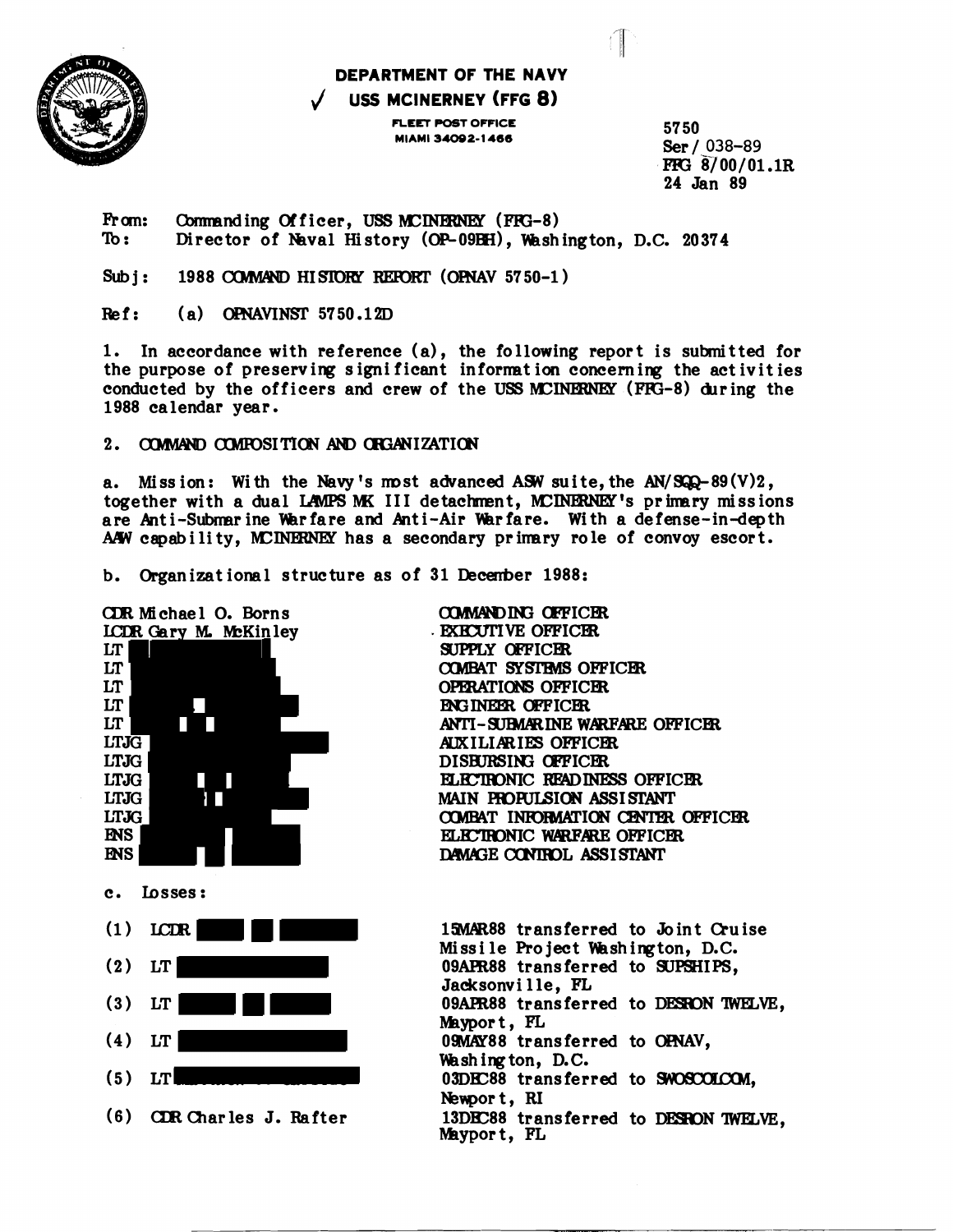**DEPARTMENT OF THE NAVY**

✓ **USS MCINERNEY (FFG 8)**

FLEET POST OFFICE
MIAMI 34092-1466

5750
Ser / 038-89
FFG 8/00/01.1R
24 Jan 89

From: Commanding Officer, USS MCINERNEY (FFG-8)
To: Director of Naval History (OP-09BH), Washington, D.C. 20374

Subj: 1988 COMMAND HISTORY REPORT (OPNAV 5750-1)

Ref: (a) OPNAVINST 5750.12D

1. In accordance with reference (a), the following report is submitted for the purpose of preserving significant information concerning the activities conducted by the officers and crew of the USS MCINERNEY (FFG-8) during the 1988 calendar year.

2. COMMAND COMPOSITION AND ORGANIZATION

a. Mission: With the Navy's most advanced ASW suite, the AN/SQQ-89(V)2, together with a dual LAMPS MK III detachment, MCINERNEY's primary missions are Anti-Submarine Warfare and Anti-Air Warfare. With a defense-in-depth AAW capability, MCINERNEY has a secondary primary role of convoy escort.

b. Organizational structure as of 31 December 1988:

| | |
|---|---|
| CDR Michael O. Borns | COMMANDING OFFICER |
| LCDR Gary M. McKinley | EXECUTIVE OFFICER |
| LT | SUPPLY OFFICER |
| LT | COMBAT SYSTEMS OFFICER |
| LT | OPERATIONS OFFICER |
| LT | ENGINEER OFFICER |
| LT | ANTI-SUBMARINE WARFARE OFFICER |
| LTJG | AUXILIARIES OFFICER |
| LTJG | DISBURSING OFFICER |
| LTJG | ELECTRONIC READINESS OFFICER |
| LTJG | MAIN PROPULSION ASSISTANT |
| LTJG | COMBAT INFORMATION CENTER OFFICER |
| ENS | ELECTRONIC WARFARE OFFICER |
| ENS | DAMAGE CONTROL ASSISTANT |

c. Losses:

| | |
|---|---|
| (1) LCDR | 15MAR88 transferred to Joint Cruise Missile Project Washington, D.C. |
| (2) LT | 09APR88 transferred to SUPSHIPS, Jacksonville, FL |
| (3) LT | 09APR88 transferred to DESRON TWELVE, Mayport, FL |
| (4) LT | 09MAY88 transferred to OPNAV, Washington, D.C. |
| (5) LT | 03DEC88 transferred to SWOSCOLCOM, Newport, RI |
| (6) CDR Charles J. Rafter | 13DEC88 transferred to DESRON TWELVE, Mayport, FL |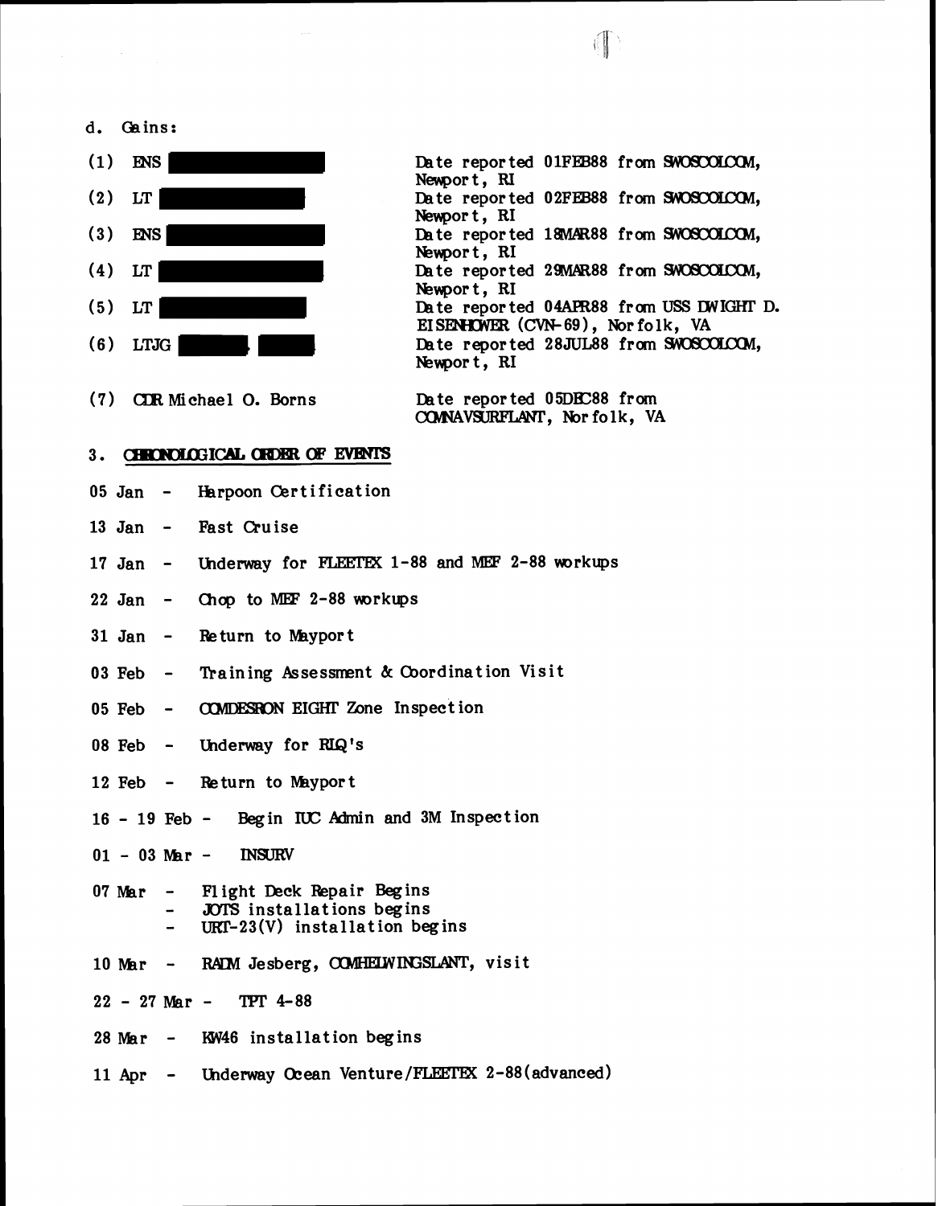d. Gains:

(1) ENS ███████ Date reported 01FEB88 from SWOSCOLCOM, Newport, RI

(2) LT ███████ Date reported 02FEB88 from SWOSCOLCOM, Newport, RI

(3) ENS ███████ Date reported 18MAR88 from SWOSCOLCOM, Newport, RI

(4) LT ███████ Date reported 29MAR88 from SWOSCOLCOM, Newport, RI

(5) LT ███████ Date reported 04APR88 from USS DWIGHT D. EISENHOWER (CVN-69), Norfolk, VA

(6) LTJG ███████ Date reported 28JUL88 from SWOSCOLCOM, Newport, RI

(7) CDR Michael O. Borns Date reported 05DEC88 from COMNAVSURFLANT, Norfolk, VA

3. CHRONOLOGICAL ORDER OF EVENTS

05 Jan - Harpoon Certification

13 Jan - Fast Cruise

17 Jan - Underway for FLEETEX 1-88 and MEF 2-88 workups

22 Jan - Chop to MEF 2-88 workups

31 Jan - Return to Mayport

03 Feb - Training Assessment & Coordination Visit

05 Feb - COMDESRON EIGHT Zone Inspection

08 Feb - Underway for RIQ's

12 Feb - Return to Mayport

16 - 19 Feb - Begin IUC Admin and 3M Inspection

01 - 03 Mar - INSURV

07 Mar - Flight Deck Repair Begins
- JOTS installations begins
- URT-23(V) installation begins

10 Mar - RADM Jesberg, COMHELWINGSLANT, visit

22 - 27 Mar - TPT 4-88

28 Mar - KW46 installation begins

11 Apr - Underway Ocean Venture/FLEETEX 2-88(advanced)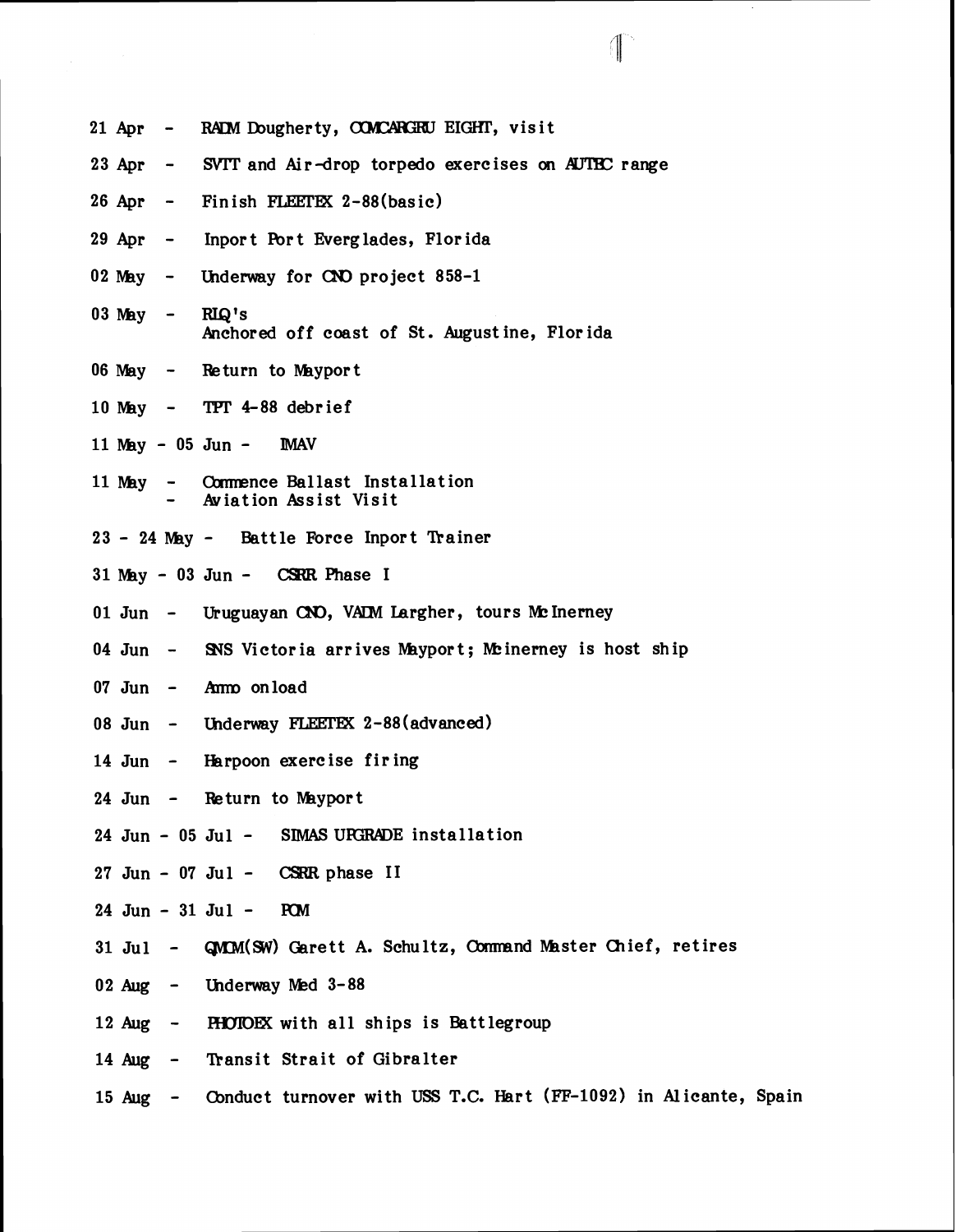21 Apr - RADM Dougherty, COMCARGRU EIGHT, visit

23 Apr - SVTT and Air-drop torpedo exercises on AUTEC range

26 Apr - Finish FLEETEX 2-88(basic)

29 Apr - Inport Port Everglades, Florida

02 May - Underway for CNO project 858-1

03 May - RIQ's
Anchored off coast of St. Augustine, Florida

06 May - Return to Mayport

10 May - TPT 4-88 debrief

11 May - 05 Jun - IMAV

11 May - Commence Ballast Installation
- Aviation Assist Visit

23 - 24 May - Battle Force Inport Trainer

31 May - 03 Jun - CSRR Phase I

01 Jun - Uruguayan CNO, VADM Largher, tours McInerney

04 Jun - SNS Victoria arrives Mayport; McInerney is host ship

07 Jun - Ammo onload

08 Jun - Underway FLEETEX 2-88(advanced)

14 Jun - Harpoon exercise firing

24 Jun - Return to Mayport

24 Jun - 05 Jul - SIMAS UPGRADE installation

27 Jun - 07 Jul - CSRR phase II

24 Jun - 31 Jul - POM

31 Jul - QMCM(SW) Garett A. Schultz, Command Master Chief, retires

02 Aug - Underway Med 3-88

12 Aug - PHOTOEX with all ships is Battlegroup

14 Aug - Transit Strait of Gibralter

15 Aug - Conduct turnover with USS T.C. Hart (FF-1092) in Alicante, Spain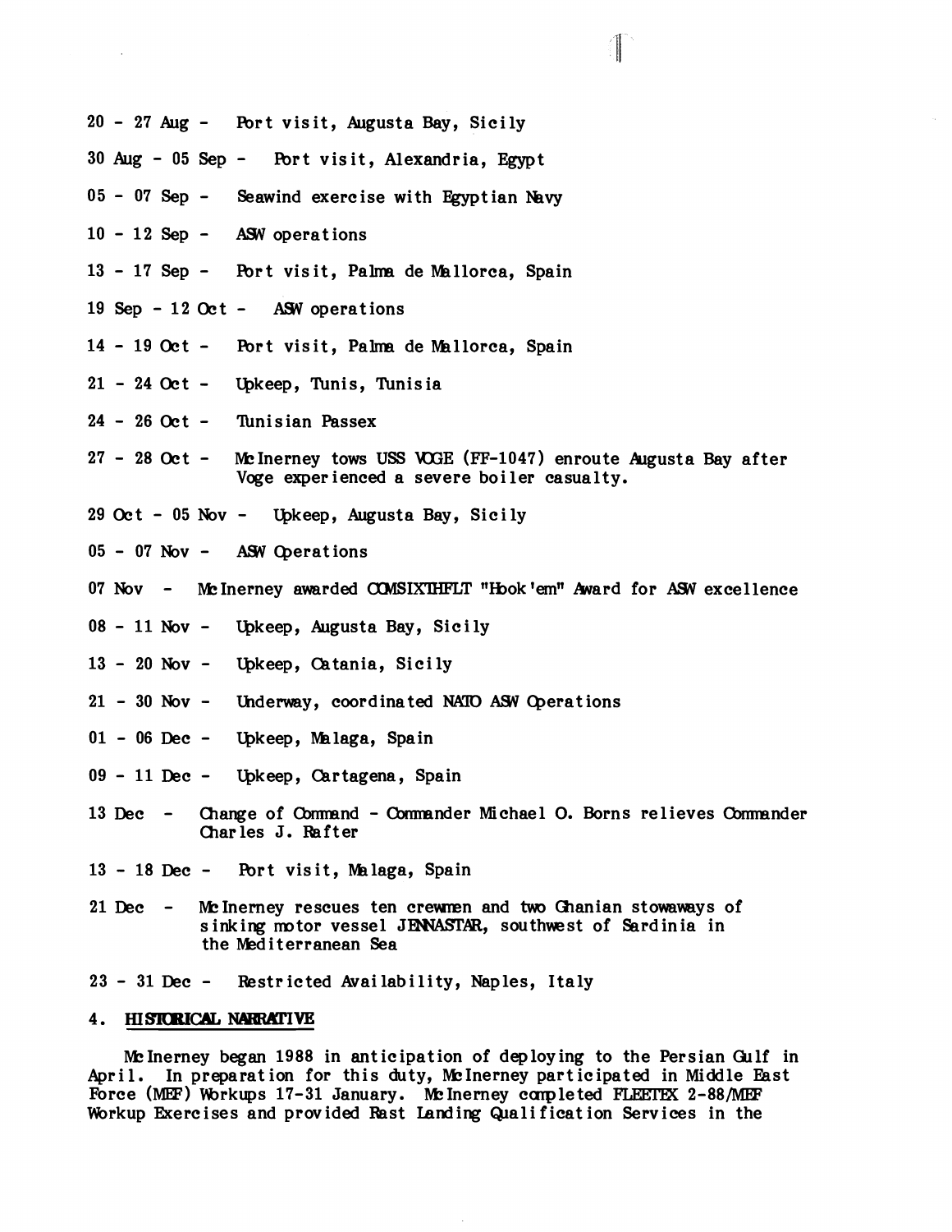20 - 27 Aug - Port visit, Augusta Bay, Sicily

30 Aug - 05 Sep - Port visit, Alexandria, Egypt

05 - 07 Sep - Seawind exercise with Egyptian Navy

10 - 12 Sep - ASW operations

13 - 17 Sep - Port visit, Palma de Mallorca, Spain

19 Sep - 12 Oct - ASW operations

14 - 19 Oct - Port visit, Palma de Mallorca, Spain

21 - 24 Oct - Upkeep, Tunis, Tunisia

24 - 26 Oct - Tunisian Passex

27 - 28 Oct - McInerney tows USS VOGE (FF-1047) enroute Augusta Bay after Voge experienced a severe boiler casualty.

29 Oct - 05 Nov - Upkeep, Augusta Bay, Sicily

05 - 07 Nov - ASW Operations

07 Nov - McInerney awarded COMSIXTHFLT "Hook'em" Award for ASW excellence

08 - 11 Nov - Upkeep, Augusta Bay, Sicily

13 - 20 Nov - Upkeep, Catania, Sicily

21 - 30 Nov - Underway, coordinated NATO ASW Operations

01 - 06 Dec - Upkeep, Malaga, Spain

09 - 11 Dec - Upkeep, Cartagena, Spain

13 Dec - Change of Command - Commander Michael O. Borns relieves Commander Charles J. Rafter

13 - 18 Dec - Port visit, Malaga, Spain

21 Dec - McInerney rescues ten crewmen and two Ghanian stowaways of sinking motor vessel JENNASTAR, southwest of Sardinia in the Mediterranean Sea

23 - 31 Dec - Restricted Availability, Naples, Italy

## 4. HISTORICAL NARRATIVE

McInerney began 1988 in anticipation of deploying to the Persian Gulf in April. In preparation for this duty, McInerney participated in Middle East Force (MEF) Workups 17-31 January. McInerney completed FLEETEX 2-88/MEF Workup Exercises and provided Rast Landing Qualification Services in the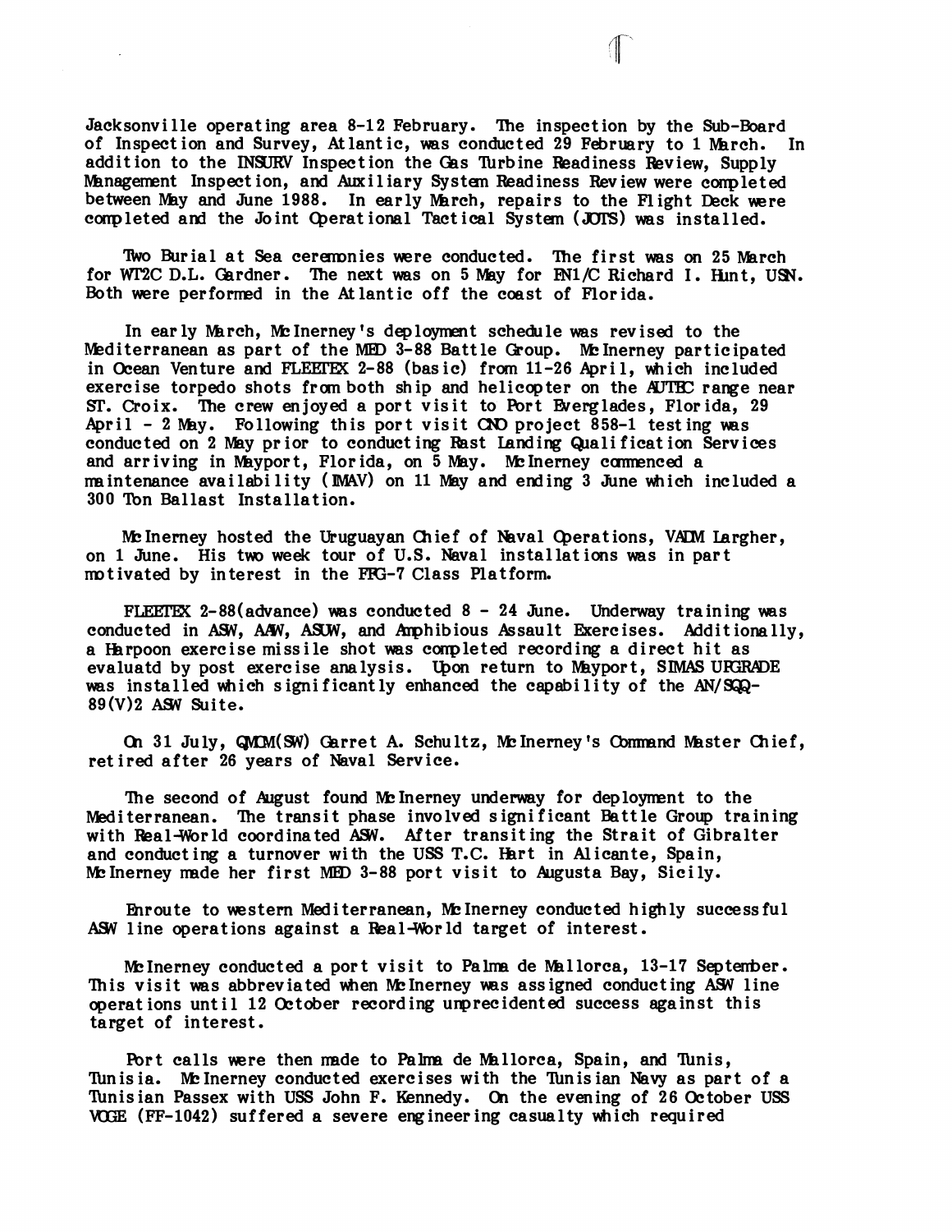Jacksonville operating area 8-12 February. The inspection by the Sub-Board of Inspection and Survey, Atlantic, was conducted 29 February to 1 March. In addition to the INSURV Inspection the Gas Turbine Readiness Review, Supply Management Inspection, and Auxiliary System Readiness Review were completed between May and June 1988. In early March, repairs to the Flight Deck were completed and the Joint Operational Tactical System (JOTS) was installed.

Two Burial at Sea ceremonies were conducted. The first was on 25 March for WT2C D.L. Gardner. The next was on 5 May for FN1/C Richard I. Hunt, USN. Both were performed in the Atlantic off the coast of Florida.

In early March, McInerney's deployment schedule was revised to the Mediterranean as part of the MED 3-88 Battle Group. McInerney participated in Ocean Venture and FLEETEX 2-88 (basic) from 11-26 April, which included exercise torpedo shots from both ship and helicopter on the AUTEC range near ST. Croix. The crew enjoyed a port visit to Port Everglades, Florida, 29 April - 2 May. Following this port visit CNO project 858-1 testing was conducted on 2 May prior to conducting Fast Landing Qualification Services and arriving in Mayport, Florida, on 5 May. McInerney commenced a maintenance availability (IMAV) on 11 May and ending 3 June which included a 300 Ton Ballast Installation.

McInerney hosted the Uruguayan Chief of Naval Operations, VADM Largher, on 1 June. His two week tour of U.S. Naval installations was in part motivated by interest in the FFG-7 Class Platform.

FLEETEX 2-88(advance) was conducted 8 - 24 June. Underway training was conducted in ASW, AAW, ASUW, and Amphibious Assault Exercises. Additionally, a Harpoon exercise missile shot was completed recording a direct hit as evaluatd by post exercise analysis. Upon return to Mayport, SIMAS UPGRADE was installed which significantly enhanced the capability of the AN/SQQ-89(V)2 ASW Suite.

On 31 July, QMCM(SW) Garret A. Schultz, McInerney's Command Master Chief, retired after 26 years of Naval Service.

The second of August found McInerney underway for deployment to the Mediterranean. The transit phase involved significant Battle Group training with Real-World coordinated ASW. After transiting the Strait of Gibralter and conducting a turnover with the USS T.C. Hart in Alicante, Spain, McInerney made her first MED 3-88 port visit to Augusta Bay, Sicily.

Enroute to western Mediterranean, McInerney conducted highly successful ASW line operations against a Real-World target of interest.

McInerney conducted a port visit to Palma de Mallorca, 13-17 September. This visit was abbreviated when McInerney was assigned conducting ASW line operations until 12 October recording unprecidented success against this target of interest.

Port calls were then made to Palma de Mallorca, Spain, and Tunis, Tunisia. McInerney conducted exercises with the Tunisian Navy as part of a Tunisian Passex with USS John F. Kennedy. On the evening of 26 October USS VOGE (FF-1042) suffered a severe engineering casualty which required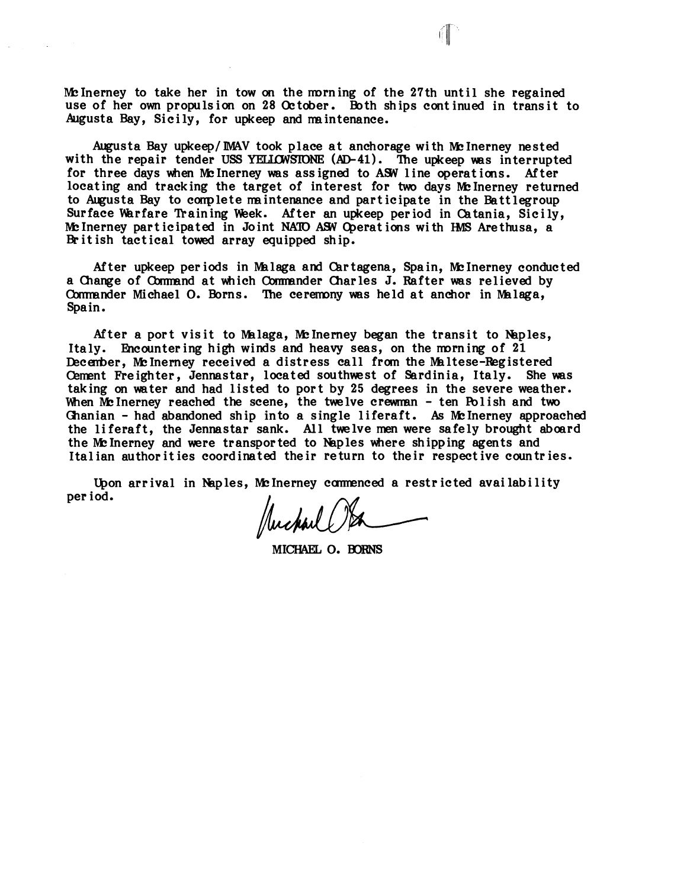McInerney to take her in tow on the morning of the 27th until she regained use of her own propulsion on 28 October. Both ships continued in transit to Augusta Bay, Sicily, for upkeep and maintenance.

Augusta Bay upkeep/IMAV took place at anchorage with McInerney nested with the repair tender USS YELLOWSTONE (AD-41). The upkeep was interrupted for three days when McInerney was assigned to ASW line operations. After locating and tracking the target of interest for two days McInerney returned to Augusta Bay to complete maintenance and participate in the Battlegroup Surface Warfare Training Week. After an upkeep period in Catania, Sicily, McInerney participated in Joint NATO ASW Operations with HMS Arethusa, a British tactical towed array equipped ship.

After upkeep periods in Malaga and Cartagena, Spain, McInerney conducted a Change of Command at which Commander Charles J. Rafter was relieved by Commander Michael O. Borns. The ceremony was held at anchor in Malaga, Spain.

After a port visit to Malaga, McInerney began the transit to Naples, Italy. Encountering high winds and heavy seas, on the morning of 21 December, McInerney received a distress call from the Maltese-Registered Cement Freighter, Jennastar, located southwest of Sardinia, Italy. She was taking on water and had listed to port by 25 degrees in the severe weather. When McInerney reached the scene, the twelve crewman - ten Polish and two Ghanian - had abandoned ship into a single liferaft. As McInerney approached the liferaft, the Jennastar sank. All twelve men were safely brought aboard the McInerney and were transported to Naples where shipping agents and Italian authorities coordinated their return to their respective countries.

Upon arrival in Naples, McInerney commenced a restricted availability period.

MICHAEL O. BORNS